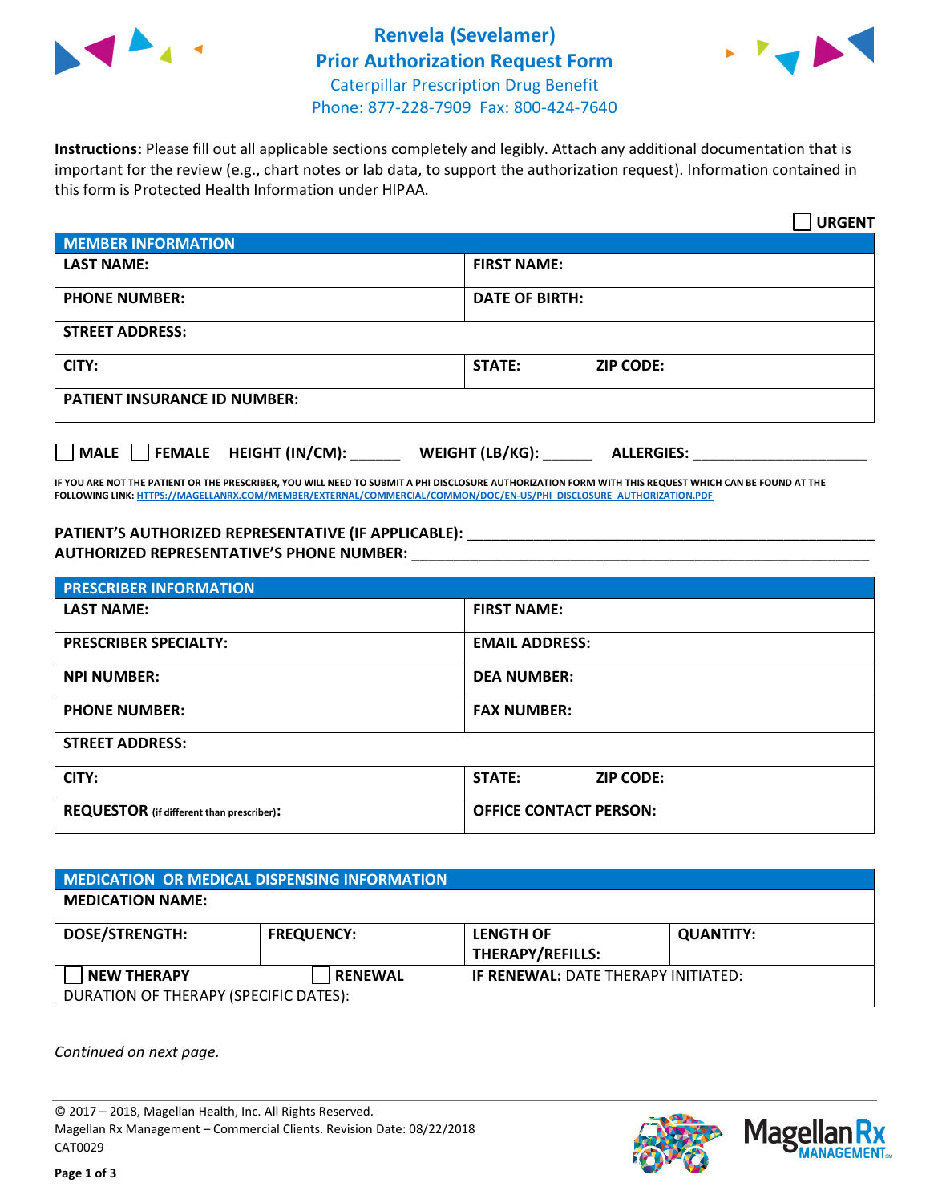# Renvela (Sevelamer) Prior Authorization Request Form

Caterpillar Prescription Drug Benefit
Phone: 877-228-7909 Fax: 800-424-7640

**Instructions:** Please fill out all applicable sections completely and legibly. Attach any additional documentation that is important for the review (e.g., chart notes or lab data, to support the authorization request). Information contained in this form is Protected Health Information under HIPAA.

☐ **URGENT**

| **MEMBER INFORMATION** | |
|---|---|
| **LAST NAME:** | **FIRST NAME:** |
| **PHONE NUMBER:** | **DATE OF BIRTH:** |
| **STREET ADDRESS:** | |
| **CITY:** | **STATE:** **ZIP CODE:** |
| **PATIENT INSURANCE ID NUMBER:** | |

☐ **MALE** ☐ **FEMALE** **HEIGHT (IN/CM):** ______ **WEIGHT (LB/KG):** ______ **ALLERGIES:** ____________________

**IF YOU ARE NOT THE PATIENT OR THE PRESCRIBER, YOU WILL NEED TO SUBMIT A PHI DISCLOSURE AUTHORIZATION FORM WITH THIS REQUEST WHICH CAN BE FOUND AT THE FOLLOWING LINK: HTTPS://MAGELLANRX.COM/MEMBER/EXTERNAL/COMMERCIAL/COMMON/DOC/EN-US/PHI_DISCLOSURE_AUTHORIZATION.PDF**

**PATIENT'S AUTHORIZED REPRESENTATIVE (IF APPLICABLE):** ____________________________________________

**AUTHORIZED REPRESENTATIVE'S PHONE NUMBER:** ____________________________________________

| **PRESCRIBER INFORMATION** | |
|---|---|
| **LAST NAME:** | **FIRST NAME:** |
| **PRESCRIBER SPECIALTY:** | **EMAIL ADDRESS:** |
| **NPI NUMBER:** | **DEA NUMBER:** |
| **PHONE NUMBER:** | **FAX NUMBER:** |
| **STREET ADDRESS:** | |
| **CITY:** | **STATE:** **ZIP CODE:** |
| **REQUESTOR** (if different than prescriber)**:** | **OFFICE CONTACT PERSON:** |

| **MEDICATION OR MEDICAL DISPENSING INFORMATION** | | | |
|---|---|---|---|
| **MEDICATION NAME:** | | | |
| **DOSE/STRENGTH:** | **FREQUENCY:** | **LENGTH OF THERAPY/REFILLS:** | **QUANTITY:** |
| ☐ **NEW THERAPY** | ☐ **RENEWAL** | **IF RENEWAL:** DATE THERAPY INITIATED: | |
| DURATION OF THERAPY (SPECIFIC DATES): | | | |

*Continued on next page.*

© 2017 – 2018, Magellan Health, Inc. All Rights Reserved.
Magellan Rx Management – Commercial Clients. Revision Date: 08/22/2018
CAT0029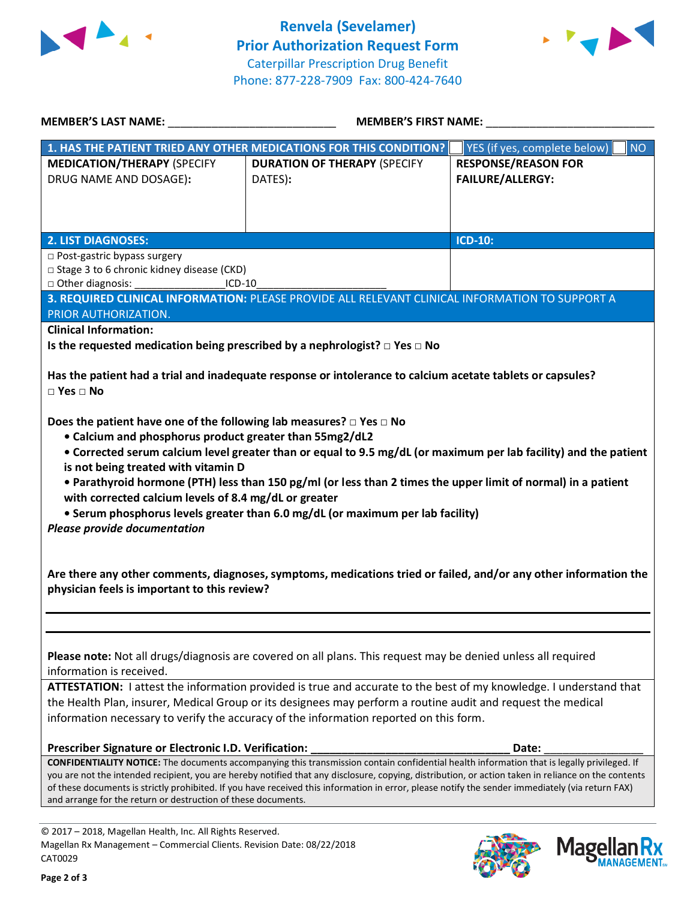# Renvela (Sevelamer)
## Prior Authorization Request Form

Caterpillar Prescription Drug Benefit
Phone: 877-228-7909 Fax: 800-424-7640

**MEMBER'S LAST NAME:** ___________________________ **MEMBER'S FIRST NAME:** ___________________________

| **1. HAS THE PATIENT TRIED ANY OTHER MEDICATIONS FOR THIS CONDITION?** | | ☐ YES (if yes, complete below) ☐ NO |
|---|---|---|
| **MEDICATION/THERAPY** (SPECIFY DRUG NAME AND DOSAGE): | **DURATION OF THERAPY** (SPECIFY DATES): | **RESPONSE/REASON FOR FAILURE/ALLERGY:** |
| | | |

| **2. LIST DIAGNOSES:** | **ICD-10:** |
|---|---|
| □ Post-gastric bypass surgery<br>□ Stage 3 to 6 chronic kidney disease (CKD)<br>□ Other diagnosis: _______________ICD-10_____________________ | |

**3. REQUIRED CLINICAL INFORMATION:** PLEASE PROVIDE ALL RELEVANT CLINICAL INFORMATION TO SUPPORT A PRIOR AUTHORIZATION.

**Clinical Information:**

**Is the requested medication being prescribed by a nephrologist? □ Yes □ No**

**Has the patient had a trial and inadequate response or intolerance to calcium acetate tablets or capsules? □ Yes □ No**

**Does the patient have one of the following lab measures? □ Yes □ No**

- **Calcium and phosphorus product greater than 55mg2/dL2**
- **Corrected serum calcium level greater than or equal to 9.5 mg/dL (or maximum per lab facility) and the patient is not being treated with vitamin D**
- **Parathyroid hormone (PTH) less than 150 pg/ml (or less than 2 times the upper limit of normal) in a patient with corrected calcium levels of 8.4 mg/dL or greater**
- **Serum phosphorus levels greater than 6.0 mg/dL (or maximum per lab facility)**

***Please provide documentation***

**Are there any other comments, diagnoses, symptoms, medications tried or failed, and/or any other information the physician feels is important to this review?**

_______________________________________________________________

_______________________________________________________________

**Please note:** Not all drugs/diagnosis are covered on all plans. This request may be denied unless all required information is received.

**ATTESTATION:** I attest the information provided is true and accurate to the best of my knowledge. I understand that the Health Plan, insurer, Medical Group or its designees may perform a routine audit and request the medical information necessary to verify the accuracy of the information reported on this form.

**Prescriber Signature or Electronic I.D. Verification:** ________________________________ **Date:** ________________

**CONFIDENTIALITY NOTICE:** The documents accompanying this transmission contain confidential health information that is legally privileged. If you are not the intended recipient, you are hereby notified that any disclosure, copying, distribution, or action taken in reliance on the contents of these documents is strictly prohibited. If you have received this information in error, please notify the sender immediately (via return FAX) and arrange for the return or destruction of these documents.

© 2017 – 2018, Magellan Health, Inc. All Rights Reserved.
Magellan Rx Management – Commercial Clients. Revision Date: 08/22/2018
CAT0029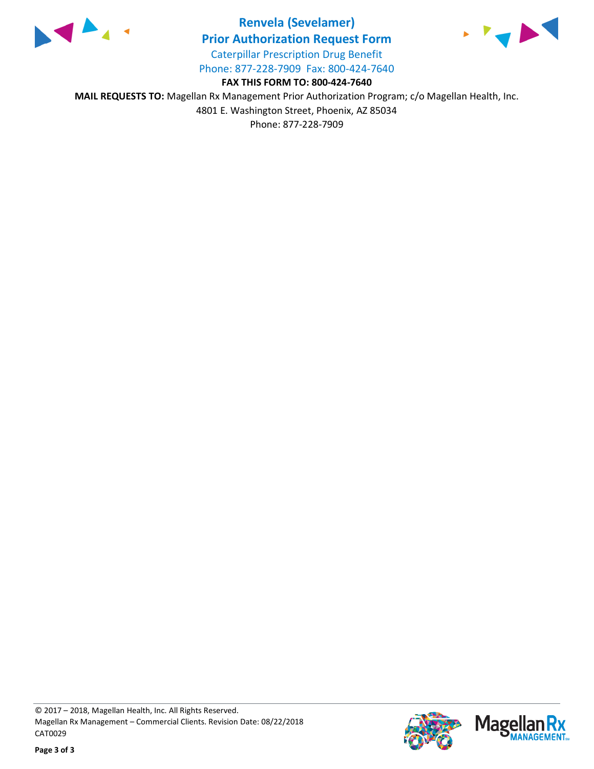# Renvela (Sevelamer)
# Prior Authorization Request Form

Caterpillar Prescription Drug Benefit

Phone: 877-228-7909 Fax: 800-424-7640

**FAX THIS FORM TO: 800-424-7640**

**MAIL REQUESTS TO:** Magellan Rx Management Prior Authorization Program; c/o Magellan Health, Inc.
4801 E. Washington Street, Phoenix, AZ 85034
Phone: 877-228-7909